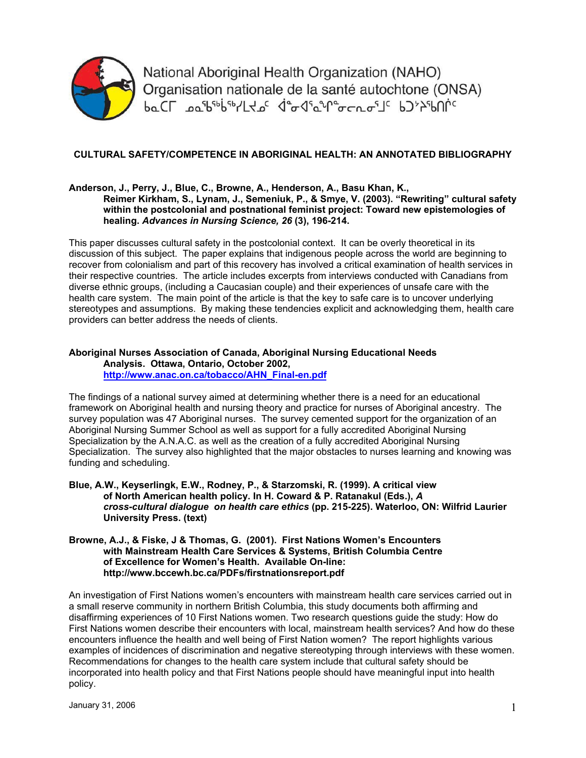National Aboriginal Health Organization (NAHO)
Organisation nationale de la santé autochtone (ONSA)
ᑲᓇᑕᒥ ᓄᓇᖃᖃᖅᓯᒪᔪᓄᑦ ᐋᓐᓂᐊᖏᓐᓂᓕᕆᓂᖏᑦ ᑲᑐᔾᔨᖃᑎᒌᑦ

## CULTURAL SAFETY/COMPETENCE IN ABORIGINAL HEALTH: AN ANNOTATED BIBLIOGRAPHY

**Anderson, J., Perry, J., Blue, C., Browne, A., Henderson, A., Basu Khan, K., Reimer Kirkham, S., Lynam, J., Semeniuk, P., & Smye, V. (2003). "Rewriting" cultural safety within the postcolonial and postnational feminist project: Toward new epistemologies of healing. *Advances in Nursing Science, 26* (3), 196-214.**

This paper discusses cultural safety in the postcolonial context. It can be overly theoretical in its discussion of this subject. The paper explains that indigenous people across the world are beginning to recover from colonialism and part of this recovery has involved a critical examination of health services in their respective countries. The article includes excerpts from interviews conducted with Canadians from diverse ethnic groups, (including a Caucasian couple) and their experiences of unsafe care with the health care system. The main point of the article is that the key to safe care is to uncover underlying stereotypes and assumptions. By making these tendencies explicit and acknowledging them, health care providers can better address the needs of clients.

**Aboriginal Nurses Association of Canada, Aboriginal Nursing Educational Needs Analysis. Ottawa, Ontario, October 2002, [http://www.anac.on.ca/tobacco/AHN_Final-en.pdf](http://www.anac.on.ca/tobacco/AHN_Final-en.pdf)**

The findings of a national survey aimed at determining whether there is a need for an educational framework on Aboriginal health and nursing theory and practice for nurses of Aboriginal ancestry. The survey population was 47 Aboriginal nurses. The survey cemented support for the organization of an Aboriginal Nursing Summer School as well as support for a fully accredited Aboriginal Nursing Specialization by the A.N.A.C. as well as the creation of a fully accredited Aboriginal Nursing Specialization. The survey also highlighted that the major obstacles to nurses learning and knowing was funding and scheduling.

**Blue, A.W., Keyserlingk, E.W., Rodney, P., & Starzomski, R. (1999). A critical view of North American health policy. In H. Coward & P. Ratanakul (Eds.), *A cross-cultural dialogue on health care ethics* (pp. 215-225). Waterloo, ON: Wilfrid Laurier University Press. (text)**

**Browne, A.J., & Fiske, J & Thomas, G. (2001). First Nations Women's Encounters with Mainstream Health Care Services & Systems, British Columbia Centre of Excellence for Women's Health. Available On-line: http://www.bccewh.bc.ca/PDFs/firstnationsreport.pdf**

An investigation of First Nations women's encounters with mainstream health care services carried out in a small reserve community in northern British Columbia, this study documents both affirming and disaffirming experiences of 10 First Nations women. Two research questions guide the study: How do First Nations women describe their encounters with local, mainstream health services? And how do these encounters influence the health and well being of First Nation women? The report highlights various examples of incidences of discrimination and negative stereotyping through interviews with these women. Recommendations for changes to the health care system include that cultural safety should be incorporated into health policy and that First Nations people should have meaningful input into health policy.

January 31, 2006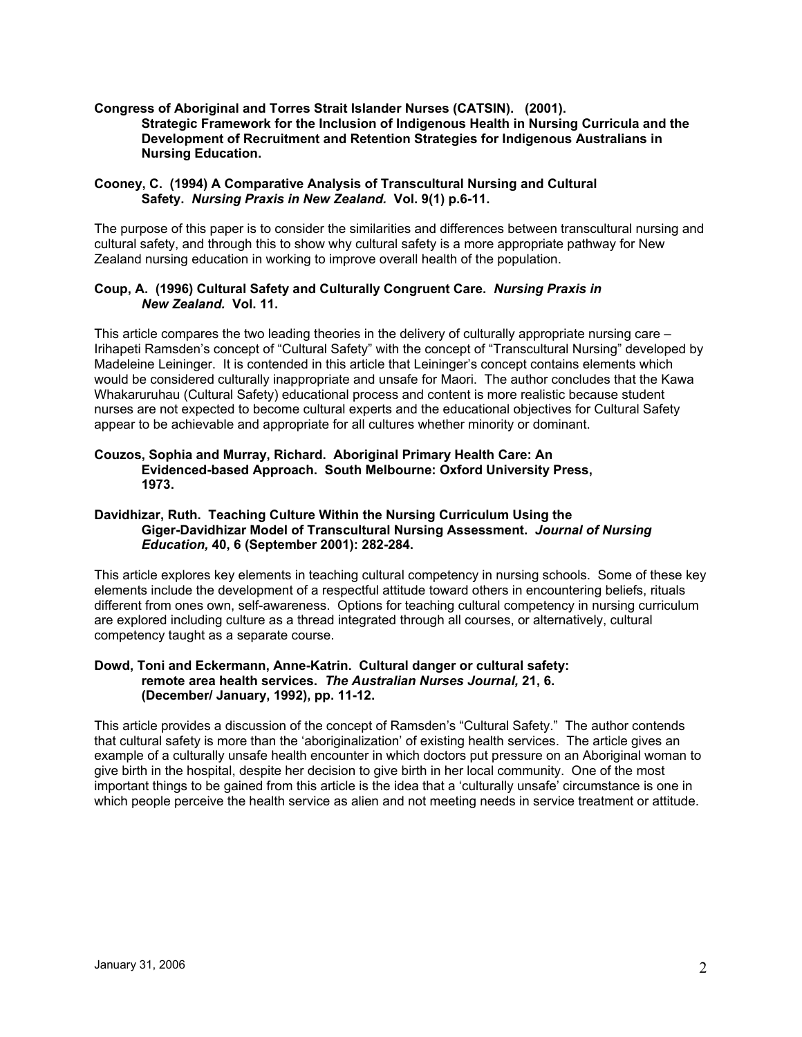**Congress of Aboriginal and Torres Strait Islander Nurses (CATSIN). (2001). Strategic Framework for the Inclusion of Indigenous Health in Nursing Curricula and the Development of Recruitment and Retention Strategies for Indigenous Australians in Nursing Education.**

**Cooney, C. (1994) A Comparative Analysis of Transcultural Nursing and Cultural Safety. *Nursing Praxis in New Zealand.* Vol. 9(1) p.6-11.**

The purpose of this paper is to consider the similarities and differences between transcultural nursing and cultural safety, and through this to show why cultural safety is a more appropriate pathway for New Zealand nursing education in working to improve overall health of the population.

**Coup, A. (1996) Cultural Safety and Culturally Congruent Care. *Nursing Praxis in New Zealand.* Vol. 11.**

This article compares the two leading theories in the delivery of culturally appropriate nursing care – Irihapeti Ramsden's concept of "Cultural Safety" with the concept of "Transcultural Nursing" developed by Madeleine Leininger. It is contended in this article that Leininger's concept contains elements which would be considered culturally inappropriate and unsafe for Maori. The author concludes that the Kawa Whakaruruhau (Cultural Safety) educational process and content is more realistic because student nurses are not expected to become cultural experts and the educational objectives for Cultural Safety appear to be achievable and appropriate for all cultures whether minority or dominant.

**Couzos, Sophia and Murray, Richard. Aboriginal Primary Health Care: An Evidenced-based Approach. South Melbourne: Oxford University Press, 1973.**

**Davidhizar, Ruth. Teaching Culture Within the Nursing Curriculum Using the Giger-Davidhizar Model of Transcultural Nursing Assessment. *Journal of Nursing Education,* 40, 6 (September 2001): 282-284.**

This article explores key elements in teaching cultural competency in nursing schools. Some of these key elements include the development of a respectful attitude toward others in encountering beliefs, rituals different from ones own, self-awareness. Options for teaching cultural competency in nursing curriculum are explored including culture as a thread integrated through all courses, or alternatively, cultural competency taught as a separate course.

**Dowd, Toni and Eckermann, Anne-Katrin. Cultural danger or cultural safety: remote area health services. *The Australian Nurses Journal,* 21, 6. (December/ January, 1992), pp. 11-12.**

This article provides a discussion of the concept of Ramsden's "Cultural Safety." The author contends that cultural safety is more than the 'aboriginalization' of existing health services. The article gives an example of a culturally unsafe health encounter in which doctors put pressure on an Aboriginal woman to give birth in the hospital, despite her decision to give birth in her local community. One of the most important things to be gained from this article is the idea that a 'culturally unsafe' circumstance is one in which people perceive the health service as alien and not meeting needs in service treatment or attitude.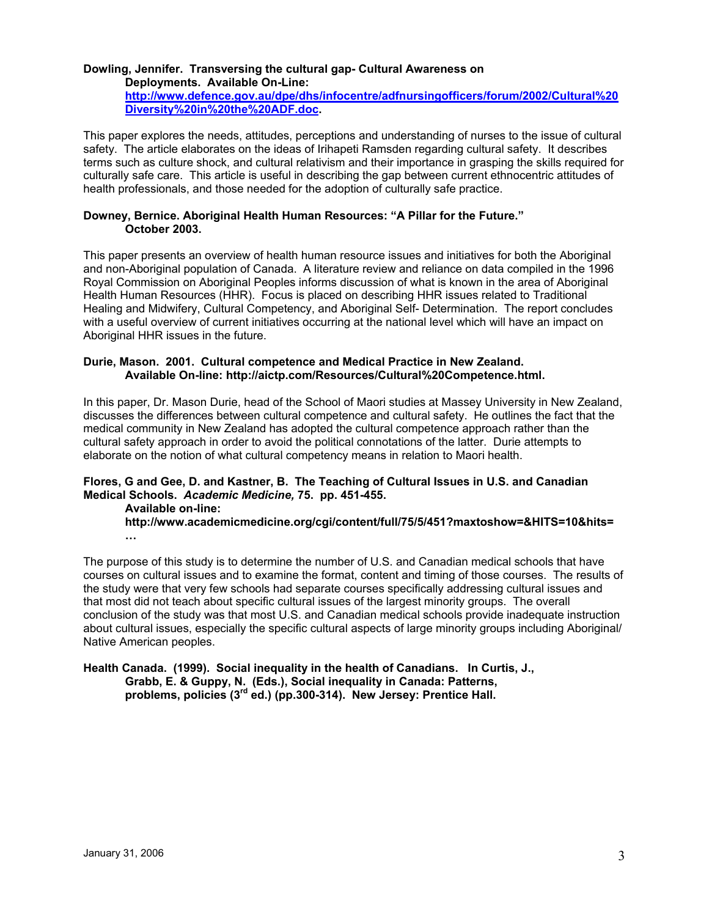**Dowling, Jennifer. Transversing the cultural gap- Cultural Awareness on Deployments. Available On-Line: [http://www.defence.gov.au/dpe/dhs/infocentre/adfnursingofficers/forum/2002/Cultural%20Diversity%20in%20the%20ADF.doc](http://www.defence.gov.au/dpe/dhs/infocentre/adfnursingofficers/forum/2002/Cultural%20Diversity%20in%20the%20ADF.doc).**

This paper explores the needs, attitudes, perceptions and understanding of nurses to the issue of cultural safety. The article elaborates on the ideas of Irihapeti Ramsden regarding cultural safety. It describes terms such as culture shock, and cultural relativism and their importance in grasping the skills required for culturally safe care. This article is useful in describing the gap between current ethnocentric attitudes of health professionals, and those needed for the adoption of culturally safe practice.

**Downey, Bernice. Aboriginal Health Human Resources: "A Pillar for the Future." October 2003.**

This paper presents an overview of health human resource issues and initiatives for both the Aboriginal and non-Aboriginal population of Canada. A literature review and reliance on data compiled in the 1996 Royal Commission on Aboriginal Peoples informs discussion of what is known in the area of Aboriginal Health Human Resources (HHR). Focus is placed on describing HHR issues related to Traditional Healing and Midwifery, Cultural Competency, and Aboriginal Self- Determination. The report concludes with a useful overview of current initiatives occurring at the national level which will have an impact on Aboriginal HHR issues in the future.

**Durie, Mason. 2001. Cultural competence and Medical Practice in New Zealand. Available On-line: http://aictp.com/Resources/Cultural%20Competence.html.**

In this paper, Dr. Mason Durie, head of the School of Maori studies at Massey University in New Zealand, discusses the differences between cultural competence and cultural safety. He outlines the fact that the medical community in New Zealand has adopted the cultural competence approach rather than the cultural safety approach in order to avoid the political connotations of the latter. Durie attempts to elaborate on the notion of what cultural competency means in relation to Maori health.

**Flores, G and Gee, D. and Kastner, B. The Teaching of Cultural Issues in U.S. and Canadian Medical Schools. *Academic Medicine,* 75. pp. 451-455. Available on-line: http://www.academicmedicine.org/cgi/content/full/75/5/451?maxtoshow=&HITS=10&hits= …**

The purpose of this study is to determine the number of U.S. and Canadian medical schools that have courses on cultural issues and to examine the format, content and timing of those courses. The results of the study were that very few schools had separate courses specifically addressing cultural issues and that most did not teach about specific cultural issues of the largest minority groups. The overall conclusion of the study was that most U.S. and Canadian medical schools provide inadequate instruction about cultural issues, especially the specific cultural aspects of large minority groups including Aboriginal/ Native American peoples.

**Health Canada. (1999). Social inequality in the health of Canadians. In Curtis, J., Grabb, E. & Guppy, N. (Eds.), Social inequality in Canada: Patterns, problems, policies (3rd ed.) (pp.300-314). New Jersey: Prentice Hall.**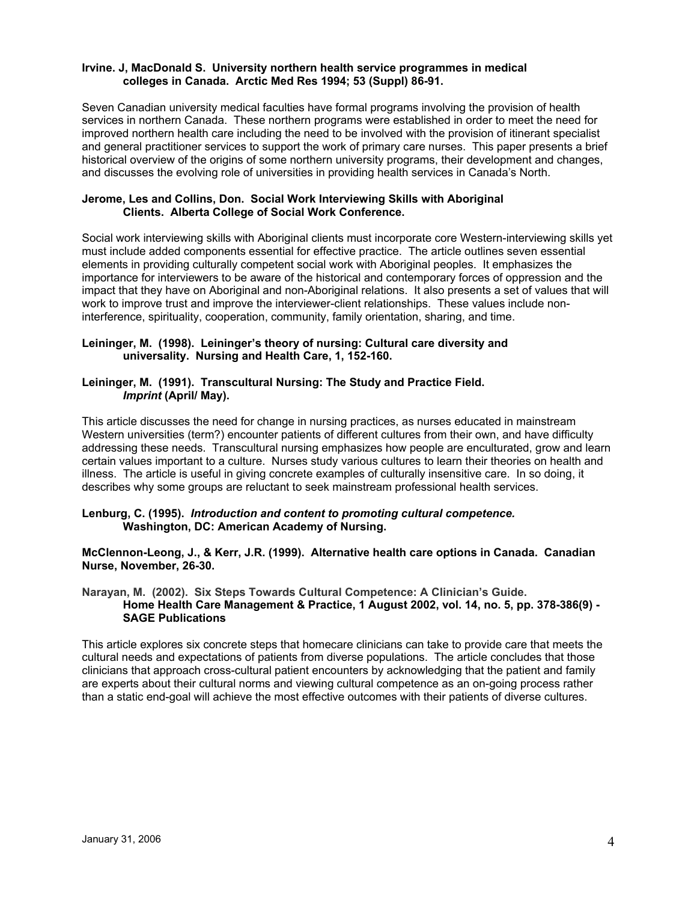**Irvine. J, MacDonald S. University northern health service programmes in medical colleges in Canada. Arctic Med Res 1994; 53 (Suppl) 86-91.**

Seven Canadian university medical faculties have formal programs involving the provision of health services in northern Canada. These northern programs were established in order to meet the need for improved northern health care including the need to be involved with the provision of itinerant specialist and general practitioner services to support the work of primary care nurses. This paper presents a brief historical overview of the origins of some northern university programs, their development and changes, and discusses the evolving role of universities in providing health services in Canada's North.

**Jerome, Les and Collins, Don. Social Work Interviewing Skills with Aboriginal Clients. Alberta College of Social Work Conference.**

Social work interviewing skills with Aboriginal clients must incorporate core Western-interviewing skills yet must include added components essential for effective practice. The article outlines seven essential elements in providing culturally competent social work with Aboriginal peoples. It emphasizes the importance for interviewers to be aware of the historical and contemporary forces of oppression and the impact that they have on Aboriginal and non-Aboriginal relations. It also presents a set of values that will work to improve trust and improve the interviewer-client relationships. These values include non-interference, spirituality, cooperation, community, family orientation, sharing, and time.

**Leininger, M. (1998). Leininger's theory of nursing: Cultural care diversity and universality. Nursing and Health Care, 1, 152-160.**

**Leininger, M. (1991). Transcultural Nursing: The Study and Practice Field. *Imprint* (April/ May).**

This article discusses the need for change in nursing practices, as nurses educated in mainstream Western universities (term?) encounter patients of different cultures from their own, and have difficulty addressing these needs. Transcultural nursing emphasizes how people are enculturated, grow and learn certain values important to a culture. Nurses study various cultures to learn their theories on health and illness. The article is useful in giving concrete examples of culturally insensitive care. In so doing, it describes why some groups are reluctant to seek mainstream professional health services.

**Lenburg, C. (1995). *Introduction and content to promoting cultural competence.* Washington, DC: American Academy of Nursing.**

**McClennon-Leong, J., & Kerr, J.R. (1999). Alternative health care options in Canada. Canadian Nurse, November, 26-30.**

**Narayan, M. (2002). Six Steps Towards Cultural Competence: A Clinician's Guide. Home Health Care Management & Practice, 1 August 2002, vol. 14, no. 5, pp. 378-386(9) - SAGE Publications**

This article explores six concrete steps that homecare clinicians can take to provide care that meets the cultural needs and expectations of patients from diverse populations. The article concludes that those clinicians that approach cross-cultural patient encounters by acknowledging that the patient and family are experts about their cultural norms and viewing cultural competence as an on-going process rather than a static end-goal will achieve the most effective outcomes with their patients of diverse cultures.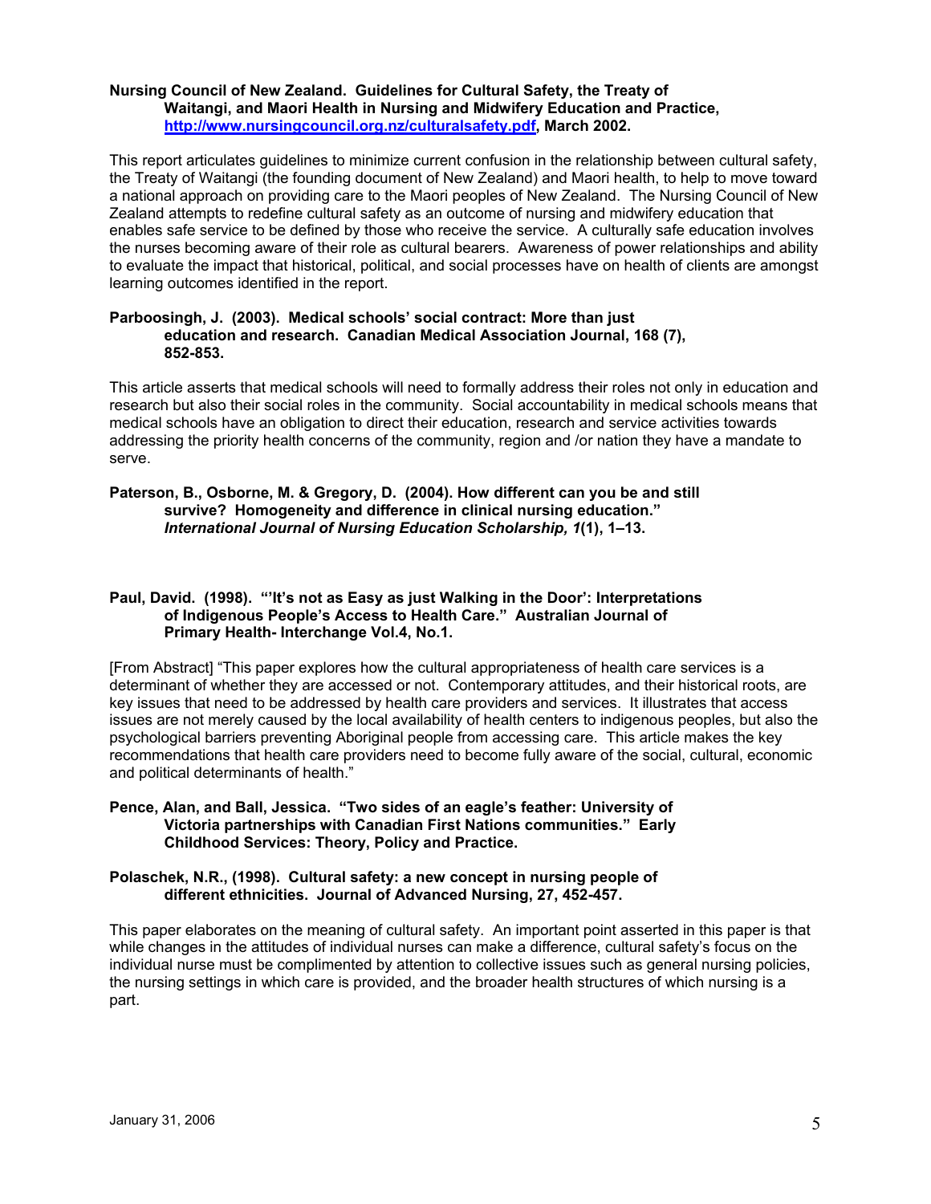**Nursing Council of New Zealand. Guidelines for Cultural Safety, the Treaty of Waitangi, and Maori Health in Nursing and Midwifery Education and Practice, http://www.nursingcouncil.org.nz/culturalsafety.pdf, March 2002.**

This report articulates guidelines to minimize current confusion in the relationship between cultural safety, the Treaty of Waitangi (the founding document of New Zealand) and Maori health, to help to move toward a national approach on providing care to the Maori peoples of New Zealand. The Nursing Council of New Zealand attempts to redefine cultural safety as an outcome of nursing and midwifery education that enables safe service to be defined by those who receive the service. A culturally safe education involves the nurses becoming aware of their role as cultural bearers. Awareness of power relationships and ability to evaluate the impact that historical, political, and social processes have on health of clients are amongst learning outcomes identified in the report.

**Parboosingh, J. (2003). Medical schools' social contract: More than just education and research. Canadian Medical Association Journal, 168 (7), 852-853.**

This article asserts that medical schools will need to formally address their roles not only in education and research but also their social roles in the community. Social accountability in medical schools means that medical schools have an obligation to direct their education, research and service activities towards addressing the priority health concerns of the community, region and /or nation they have a mandate to serve.

**Paterson, B., Osborne, M. & Gregory, D. (2004). How different can you be and still survive? Homogeneity and difference in clinical nursing education." *International Journal of Nursing Education Scholarship, 1*(1), 1–13.**

**Paul, David. (1998). "'It's not as Easy as just Walking in the Door': Interpretations of Indigenous People's Access to Health Care." Australian Journal of Primary Health- Interchange Vol.4, No.1.**

[From Abstract] "This paper explores how the cultural appropriateness of health care services is a determinant of whether they are accessed or not. Contemporary attitudes, and their historical roots, are key issues that need to be addressed by health care providers and services. It illustrates that access issues are not merely caused by the local availability of health centers to indigenous peoples, but also the psychological barriers preventing Aboriginal people from accessing care. This article makes the key recommendations that health care providers need to become fully aware of the social, cultural, economic and political determinants of health."

**Pence, Alan, and Ball, Jessica. "Two sides of an eagle's feather: University of Victoria partnerships with Canadian First Nations communities." Early Childhood Services: Theory, Policy and Practice.**

**Polaschek, N.R., (1998). Cultural safety: a new concept in nursing people of different ethnicities. Journal of Advanced Nursing, 27, 452-457.**

This paper elaborates on the meaning of cultural safety. An important point asserted in this paper is that while changes in the attitudes of individual nurses can make a difference, cultural safety's focus on the individual nurse must be complimented by attention to collective issues such as general nursing policies, the nursing settings in which care is provided, and the broader health structures of which nursing is a part.

January 31, 2006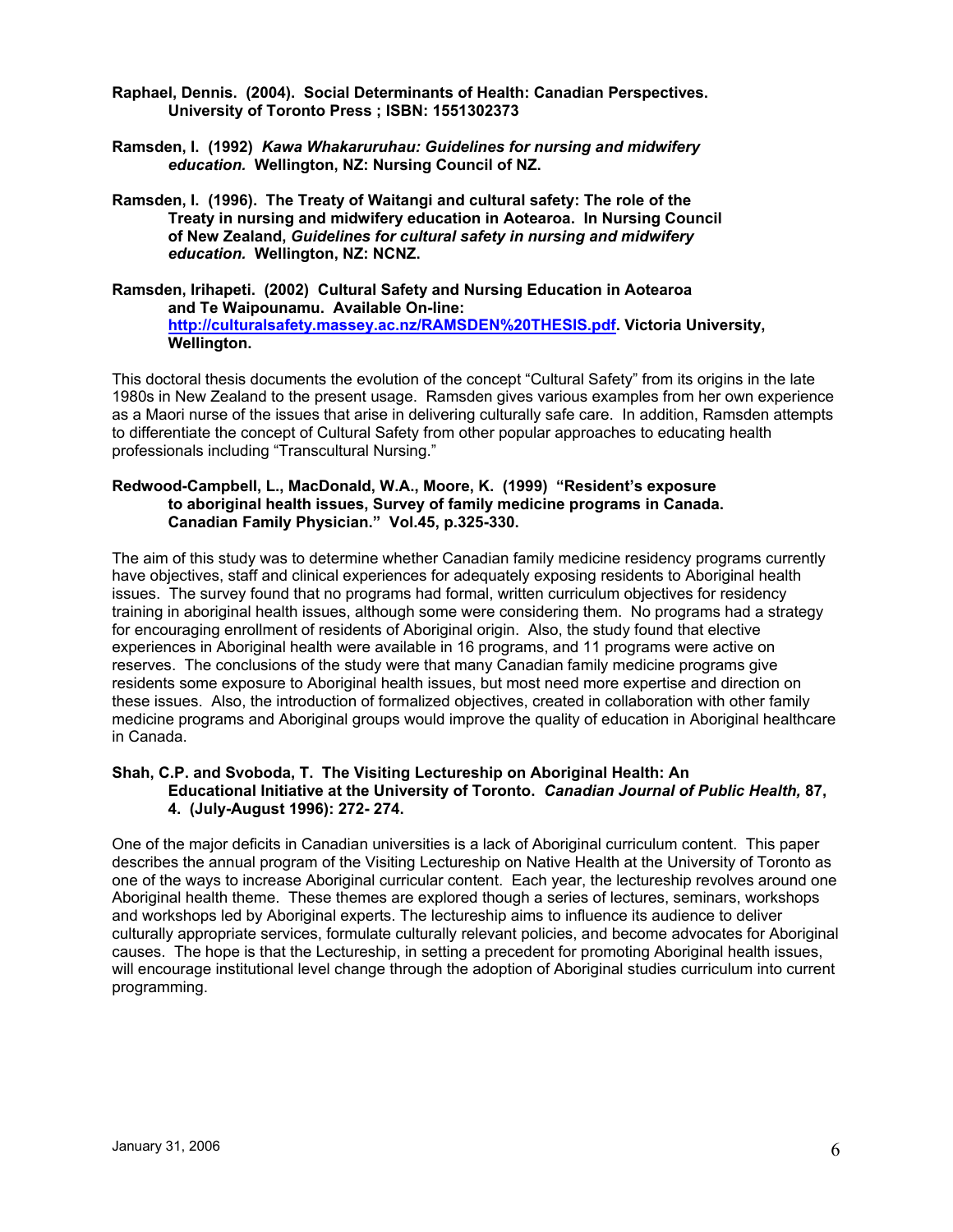**Raphael, Dennis. (2004). Social Determinants of Health: Canadian Perspectives. University of Toronto Press ; ISBN: 1551302373**

**Ramsden, I. (1992)** ***Kawa Whakaruruhau: Guidelines for nursing and midwifery education.*** **Wellington, NZ: Nursing Council of NZ.**

**Ramsden, I. (1996). The Treaty of Waitangi and cultural safety: The role of the Treaty in nursing and midwifery education in Aotearoa. In Nursing Council of New Zealand,** ***Guidelines for cultural safety in nursing and midwifery education.*** **Wellington, NZ: NCNZ.**

**Ramsden, Irihapeti. (2002) Cultural Safety and Nursing Education in Aotearoa and Te Waipounamu. Available On-line: [http://culturalsafety.massey.ac.nz/RAMSDEN%20THESIS.pdf](http://culturalsafety.massey.ac.nz/RAMSDEN%20THESIS.pdf). Victoria University, Wellington.**

This doctoral thesis documents the evolution of the concept "Cultural Safety" from its origins in the late 1980s in New Zealand to the present usage. Ramsden gives various examples from her own experience as a Maori nurse of the issues that arise in delivering culturally safe care. In addition, Ramsden attempts to differentiate the concept of Cultural Safety from other popular approaches to educating health professionals including "Transcultural Nursing."

**Redwood-Campbell, L., MacDonald, W.A., Moore, K. (1999) "Resident's exposure to aboriginal health issues, Survey of family medicine programs in Canada. Canadian Family Physician." Vol.45, p.325-330.**

The aim of this study was to determine whether Canadian family medicine residency programs currently have objectives, staff and clinical experiences for adequately exposing residents to Aboriginal health issues. The survey found that no programs had formal, written curriculum objectives for residency training in aboriginal health issues, although some were considering them. No programs had a strategy for encouraging enrollment of residents of Aboriginal origin. Also, the study found that elective experiences in Aboriginal health were available in 16 programs, and 11 programs were active on reserves. The conclusions of the study were that many Canadian family medicine programs give residents some exposure to Aboriginal health issues, but most need more expertise and direction on these issues. Also, the introduction of formalized objectives, created in collaboration with other family medicine programs and Aboriginal groups would improve the quality of education in Aboriginal healthcare in Canada.

**Shah, C.P. and Svoboda, T. The Visiting Lectureship on Aboriginal Health: An Educational Initiative at the University of Toronto.** ***Canadian Journal of Public Health,*** **87, 4. (July-August 1996): 272- 274.**

One of the major deficits in Canadian universities is a lack of Aboriginal curriculum content. This paper describes the annual program of the Visiting Lectureship on Native Health at the University of Toronto as one of the ways to increase Aboriginal curricular content. Each year, the lectureship revolves around one Aboriginal health theme. These themes are explored though a series of lectures, seminars, workshops and workshops led by Aboriginal experts. The lectureship aims to influence its audience to deliver culturally appropriate services, formulate culturally relevant policies, and become advocates for Aboriginal causes. The hope is that the Lectureship, in setting a precedent for promoting Aboriginal health issues, will encourage institutional level change through the adoption of Aboriginal studies curriculum into current programming.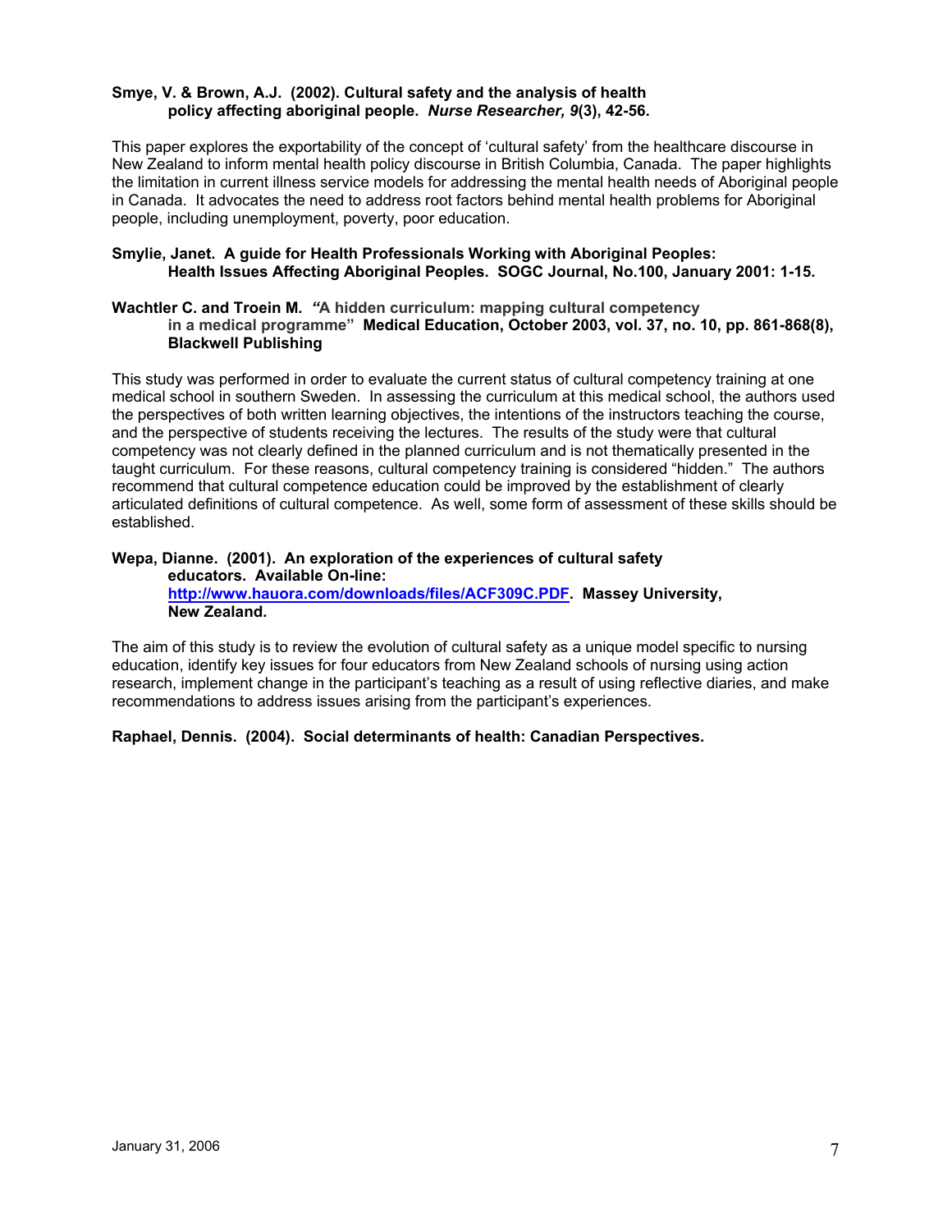**Smye, V. & Brown, A.J. (2002). Cultural safety and the analysis of health policy affecting aboriginal people. *Nurse Researcher, 9*(3), 42-56.**

This paper explores the exportability of the concept of 'cultural safety' from the healthcare discourse in New Zealand to inform mental health policy discourse in British Columbia, Canada. The paper highlights the limitation in current illness service models for addressing the mental health needs of Aboriginal people in Canada. It advocates the need to address root factors behind mental health problems for Aboriginal people, including unemployment, poverty, poor education.

**Smylie, Janet. A guide for Health Professionals Working with Aboriginal Peoples: Health Issues Affecting Aboriginal Peoples. SOGC Journal, No.100, January 2001: 1-15.**

**Wachtler C. and Troein M. "A hidden curriculum: mapping cultural competency in a medical programme" Medical Education, October 2003, vol. 37, no. 10, pp. 861-868(8), Blackwell Publishing**

This study was performed in order to evaluate the current status of cultural competency training at one medical school in southern Sweden. In assessing the curriculum at this medical school, the authors used the perspectives of both written learning objectives, the intentions of the instructors teaching the course, and the perspective of students receiving the lectures. The results of the study were that cultural competency was not clearly defined in the planned curriculum and is not thematically presented in the taught curriculum. For these reasons, cultural competency training is considered "hidden." The authors recommend that cultural competence education could be improved by the establishment of clearly articulated definitions of cultural competence. As well, some form of assessment of these skills should be established.

**Wepa, Dianne. (2001). An exploration of the experiences of cultural safety educators. Available On-line: [http://www.hauora.com/downloads/files/ACF309C.PDF](http://www.hauora.com/downloads/files/ACF309C.PDF). Massey University, New Zealand.**

The aim of this study is to review the evolution of cultural safety as a unique model specific to nursing education, identify key issues for four educators from New Zealand schools of nursing using action research, implement change in the participant's teaching as a result of using reflective diaries, and make recommendations to address issues arising from the participant's experiences.

**Raphael, Dennis. (2004). Social determinants of health: Canadian Perspectives.**